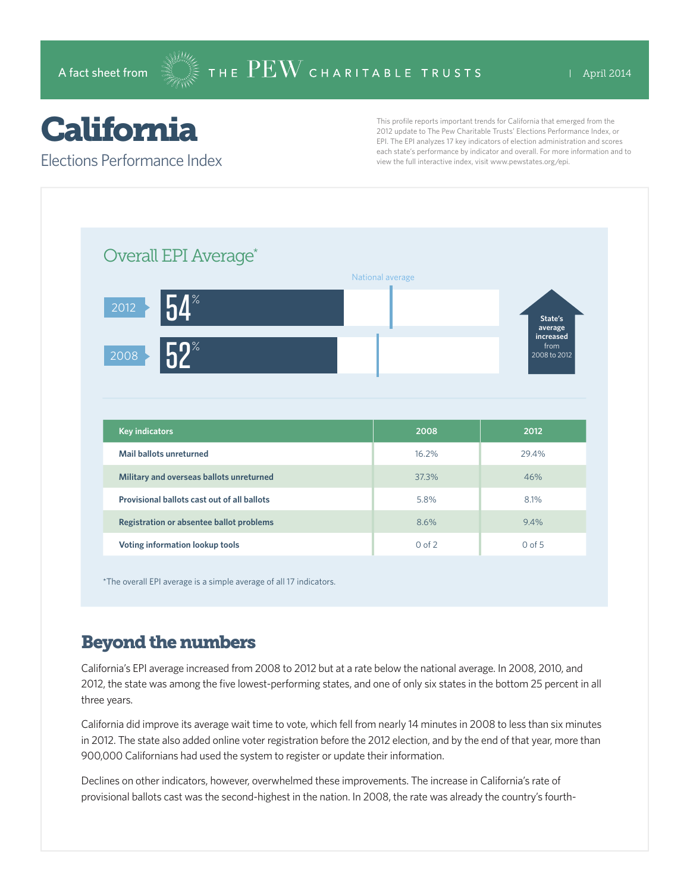A fact sheet from THE PEW CHARITABLE TRUSTS | April 2014

# California

## Elections Performance Index

This profile reports important trends for California that emerged from the 2012 update to The Pew Charitable Trusts' Elections Performance Index, or EPI. The EPI analyzes 17 key indicators of election administration and scores each state's performance by indicator and overall. For more information and to view the full interactive index, visit www.pewstates.org/epi.

### Overall EPI Average*

National average

2012: 54%

2008: 52%

State's average increased from 2008 to 2012

| Key indicators | 2008 | 2012 |
|---|---|---|
| Mail ballots unreturned | 16.2% | 29.4% |
| Military and overseas ballots unreturned | 37.3% | 46% |
| Provisional ballots cast out of all ballots | 5.8% | 8.1% |
| Registration or absentee ballot problems | 8.6% | 9.4% |
| Voting information lookup tools | 0 of 2 | 0 of 5 |

*The overall EPI average is a simple average of all 17 indicators.

## Beyond the numbers

California's EPI average increased from 2008 to 2012 but at a rate below the national average. In 2008, 2010, and 2012, the state was among the five lowest-performing states, and one of only six states in the bottom 25 percent in all three years.

California did improve its average wait time to vote, which fell from nearly 14 minutes in 2008 to less than six minutes in 2012. The state also added online voter registration before the 2012 election, and by the end of that year, more than 900,000 Californians had used the system to register or update their information.

Declines on other indicators, however, overwhelmed these improvements. The increase in California's rate of provisional ballots cast was the second-highest in the nation. In 2008, the rate was already the country's fourth-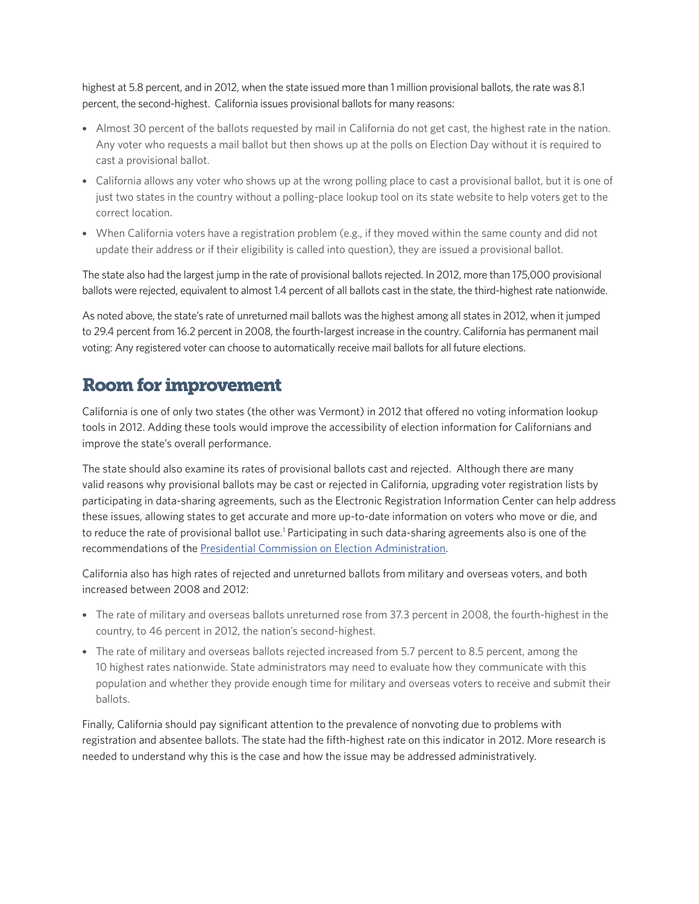highest at 5.8 percent, and in 2012, when the state issued more than 1 million provisional ballots, the rate was 8.1 percent, the second-highest. California issues provisional ballots for many reasons:

- Almost 30 percent of the ballots requested by mail in California do not get cast, the highest rate in the nation. Any voter who requests a mail ballot but then shows up at the polls on Election Day without it is required to cast a provisional ballot.
- California allows any voter who shows up at the wrong polling place to cast a provisional ballot, but it is one of just two states in the country without a polling-place lookup tool on its state website to help voters get to the correct location.
- When California voters have a registration problem (e.g., if they moved within the same county and did not update their address or if their eligibility is called into question), they are issued a provisional ballot.

The state also had the largest jump in the rate of provisional ballots rejected. In 2012, more than 175,000 provisional ballots were rejected, equivalent to almost 1.4 percent of all ballots cast in the state, the third-highest rate nationwide.

As noted above, the state's rate of unreturned mail ballots was the highest among all states in 2012, when it jumped to 29.4 percent from 16.2 percent in 2008, the fourth-largest increase in the country. California has permanent mail voting: Any registered voter can choose to automatically receive mail ballots for all future elections.

## Room for improvement

California is one of only two states (the other was Vermont) in 2012 that offered no voting information lookup tools in 2012. Adding these tools would improve the accessibility of election information for Californians and improve the state's overall performance.

The state should also examine its rates of provisional ballots cast and rejected. Although there are many valid reasons why provisional ballots may be cast or rejected in California, upgrading voter registration lists by participating in data-sharing agreements, such as the Electronic Registration Information Center can help address these issues, allowing states to get accurate and more up-to-date information on voters who move or die, and to reduce the rate of provisional ballot use.[1] Participating in such data-sharing agreements also is one of the recommendations of the Presidential Commission on Election Administration.

California also has high rates of rejected and unreturned ballots from military and overseas voters, and both increased between 2008 and 2012:

- The rate of military and overseas ballots unreturned rose from 37.3 percent in 2008, the fourth-highest in the country, to 46 percent in 2012, the nation's second-highest.
- The rate of military and overseas ballots rejected increased from 5.7 percent to 8.5 percent, among the 10 highest rates nationwide. State administrators may need to evaluate how they communicate with this population and whether they provide enough time for military and overseas voters to receive and submit their ballots.

Finally, California should pay significant attention to the prevalence of nonvoting due to problems with registration and absentee ballots. The state had the fifth-highest rate on this indicator in 2012. More research is needed to understand why this is the case and how the issue may be addressed administratively.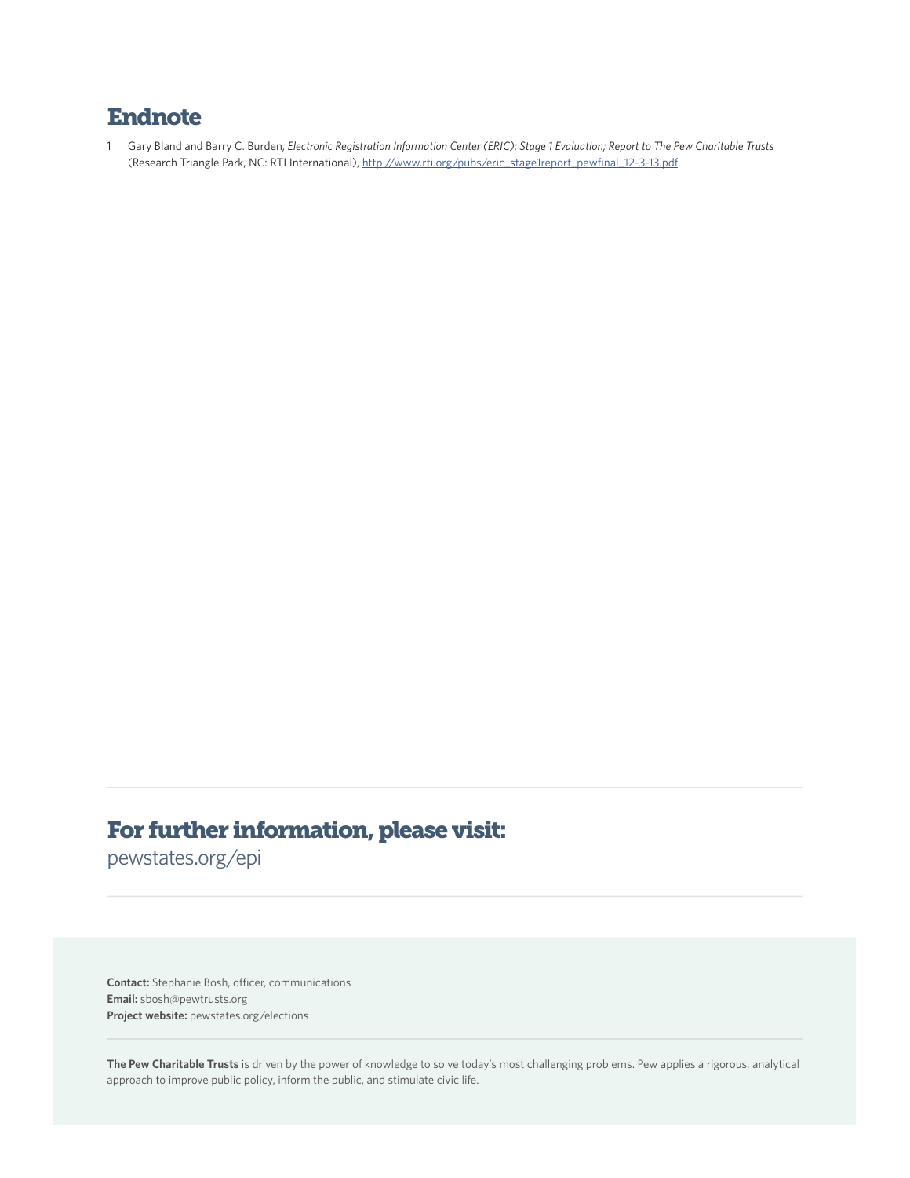## Endnote

1 Gary Bland and Barry C. Burden, *Electronic Registration Information Center (ERIC): Stage 1 Evaluation; Report to The Pew Charitable Trusts* (Research Triangle Park, NC: RTI International), http://www.rti.org/pubs/eric_stage1report_pewfinal_12-3-13.pdf.

## For further information, please visit:

pewstates.org/epi

**Contact:** Stephanie Bosh, officer, communications
**Email:** sbosh@pewtrusts.org
**Project website:** pewstates.org/elections

**The Pew Charitable Trusts** is driven by the power of knowledge to solve today's most challenging problems. Pew applies a rigorous, analytical approach to improve public policy, inform the public, and stimulate civic life.